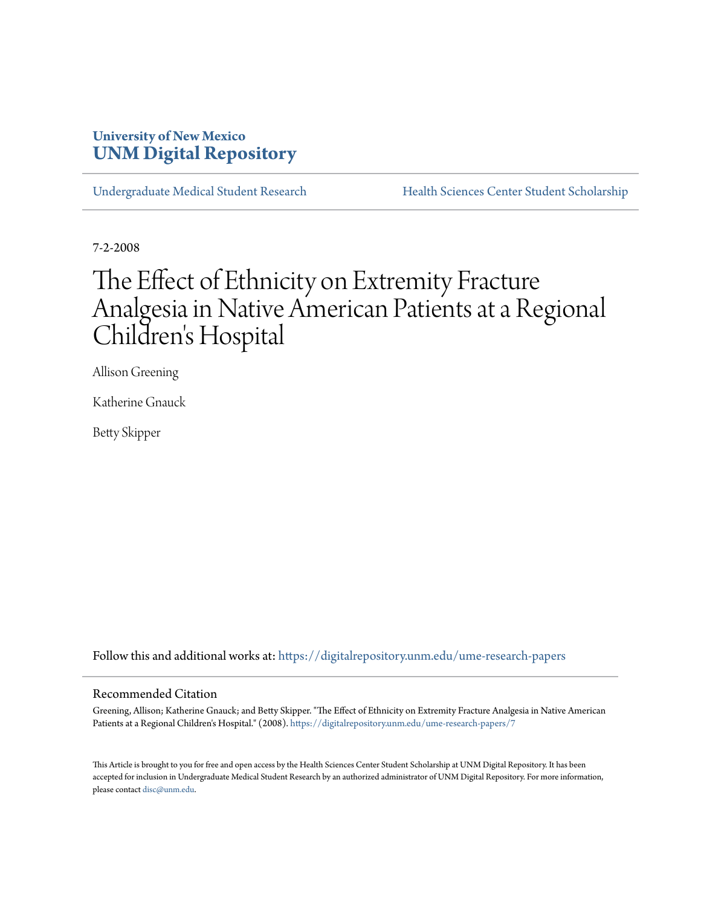University of New Mexico
**UNM Digital Repository**

Undergraduate Medical Student Research | Health Sciences Center Student Scholarship

7-2-2008

# The Effect of Ethnicity on Extremity Fracture Analgesia in Native American Patients at a Regional Children's Hospital

Allison Greening

Katherine Gnauck

Betty Skipper

Follow this and additional works at: https://digitalrepository.unm.edu/ume-research-papers

## Recommended Citation

Greening, Allison; Katherine Gnauck; and Betty Skipper. "The Effect of Ethnicity on Extremity Fracture Analgesia in Native American Patients at a Regional Children's Hospital." (2008). https://digitalrepository.unm.edu/ume-research-papers/7

This Article is brought to you for free and open access by the Health Sciences Center Student Scholarship at UNM Digital Repository. It has been accepted for inclusion in Undergraduate Medical Student Research by an authorized administrator of UNM Digital Repository. For more information, please contact disc@unm.edu.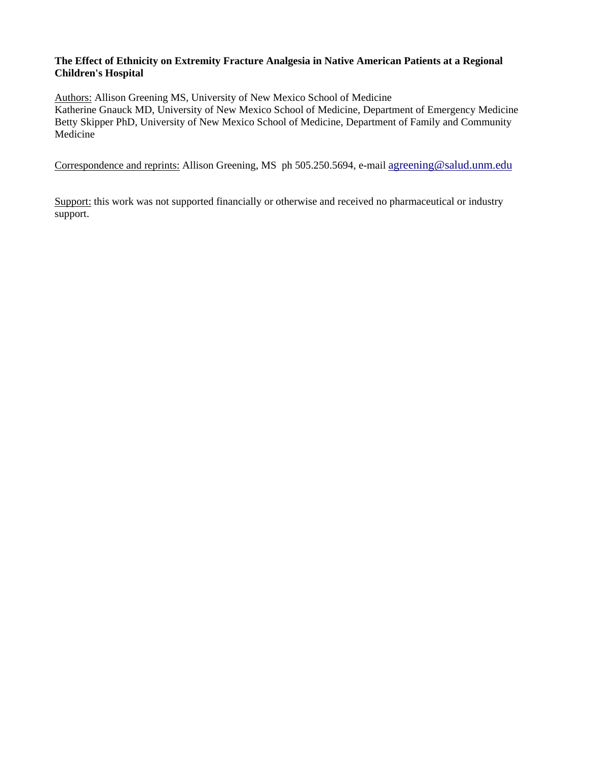**The Effect of Ethnicity on Extremity Fracture Analgesia in Native American Patients at a Regional Children's Hospital**

Authors: Allison Greening MS, University of New Mexico School of Medicine
Katherine Gnauck MD, University of New Mexico School of Medicine, Department of Emergency Medicine
Betty Skipper PhD, University of New Mexico School of Medicine, Department of Family and Community Medicine

Correspondence and reprints: Allison Greening, MS ph 505.250.5694, e-mail agreening@salud.unm.edu

Support: this work was not supported financially or otherwise and received no pharmaceutical or industry support.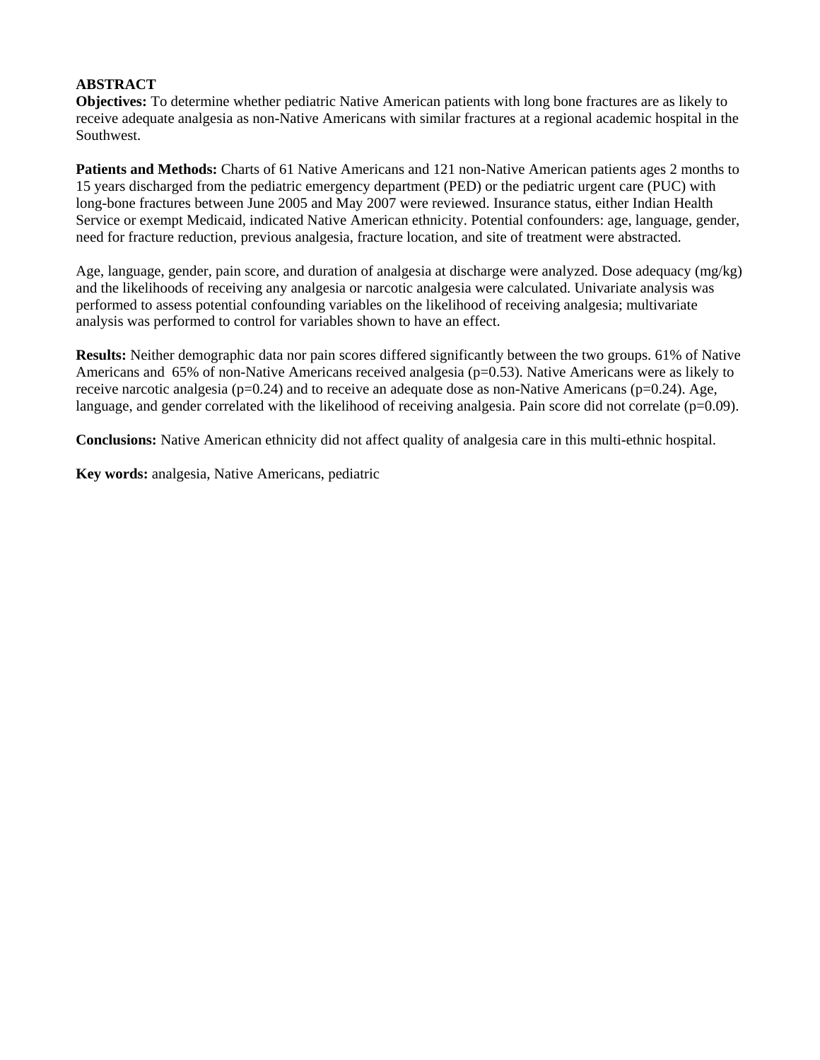## ABSTRACT

**Objectives:** To determine whether pediatric Native American patients with long bone fractures are as likely to receive adequate analgesia as non-Native Americans with similar fractures at a regional academic hospital in the Southwest.

**Patients and Methods:** Charts of 61 Native Americans and 121 non-Native American patients ages 2 months to 15 years discharged from the pediatric emergency department (PED) or the pediatric urgent care (PUC) with long-bone fractures between June 2005 and May 2007 were reviewed. Insurance status, either Indian Health Service or exempt Medicaid, indicated Native American ethnicity. Potential confounders: age, language, gender, need for fracture reduction, previous analgesia, fracture location, and site of treatment were abstracted.

Age, language, gender, pain score, and duration of analgesia at discharge were analyzed. Dose adequacy (mg/kg) and the likelihoods of receiving any analgesia or narcotic analgesia were calculated. Univariate analysis was performed to assess potential confounding variables on the likelihood of receiving analgesia; multivariate analysis was performed to control for variables shown to have an effect.

**Results:** Neither demographic data nor pain scores differed significantly between the two groups. 61% of Native Americans and 65% of non-Native Americans received analgesia ($p=0.53$). Native Americans were as likely to receive narcotic analgesia ($p=0.24$) and to receive an adequate dose as non-Native Americans ($p=0.24$). Age, language, and gender correlated with the likelihood of receiving analgesia. Pain score did not correlate ($p=0.09$).

**Conclusions:** Native American ethnicity did not affect quality of analgesia care in this multi-ethnic hospital.

**Key words:** analgesia, Native Americans, pediatric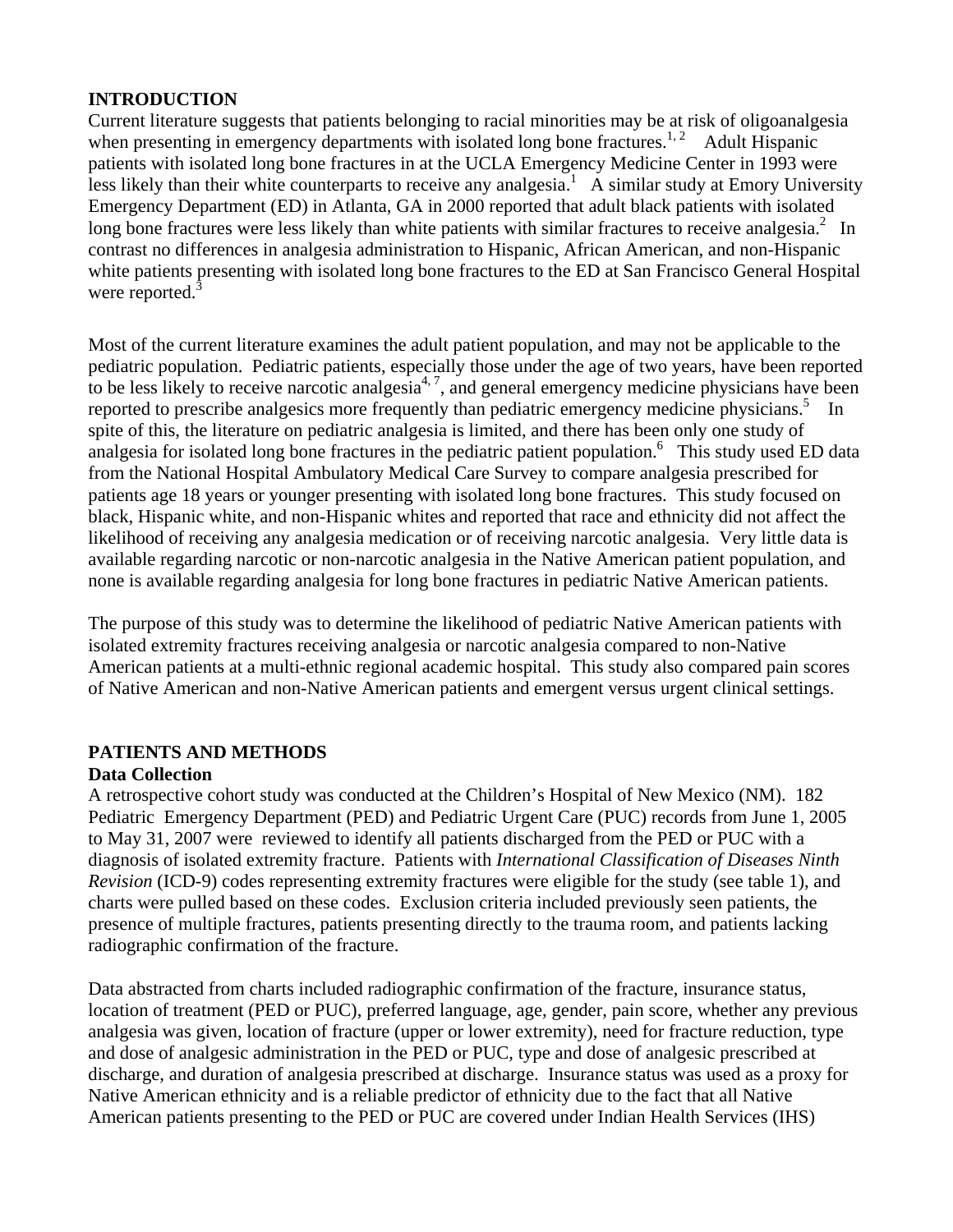## INTRODUCTION

Current literature suggests that patients belonging to racial minorities may be at risk of oligoanalgesia when presenting in emergency departments with isolated long bone fractures.[1, 2] Adult Hispanic patients with isolated long bone fractures in at the UCLA Emergency Medicine Center in 1993 were less likely than their white counterparts to receive any analgesia.[1] A similar study at Emory University Emergency Department (ED) in Atlanta, GA in 2000 reported that adult black patients with isolated long bone fractures were less likely than white patients with similar fractures to receive analgesia.[2] In contrast no differences in analgesia administration to Hispanic, African American, and non-Hispanic white patients presenting with isolated long bone fractures to the ED at San Francisco General Hospital were reported.[3]

Most of the current literature examines the adult patient population, and may not be applicable to the pediatric population. Pediatric patients, especially those under the age of two years, have been reported to be less likely to receive narcotic analgesia[4, 7], and general emergency medicine physicians have been reported to prescribe analgesics more frequently than pediatric emergency medicine physicians.[5] In spite of this, the literature on pediatric analgesia is limited, and there has been only one study of analgesia for isolated long bone fractures in the pediatric patient population.[6] This study used ED data from the National Hospital Ambulatory Medical Care Survey to compare analgesia prescribed for patients age 18 years or younger presenting with isolated long bone fractures. This study focused on black, Hispanic white, and non-Hispanic whites and reported that race and ethnicity did not affect the likelihood of receiving any analgesia medication or of receiving narcotic analgesia. Very little data is available regarding narcotic or non-narcotic analgesia in the Native American patient population, and none is available regarding analgesia for long bone fractures in pediatric Native American patients.

The purpose of this study was to determine the likelihood of pediatric Native American patients with isolated extremity fractures receiving analgesia or narcotic analgesia compared to non-Native American patients at a multi-ethnic regional academic hospital. This study also compared pain scores of Native American and non-Native American patients and emergent versus urgent clinical settings.

## PATIENTS AND METHODS

### Data Collection

A retrospective cohort study was conducted at the Children's Hospital of New Mexico (NM). 182 Pediatric Emergency Department (PED) and Pediatric Urgent Care (PUC) records from June 1, 2005 to May 31, 2007 were reviewed to identify all patients discharged from the PED or PUC with a diagnosis of isolated extremity fracture. Patients with *International Classification of Diseases Ninth Revision* (ICD-9) codes representing extremity fractures were eligible for the study (see table 1), and charts were pulled based on these codes. Exclusion criteria included previously seen patients, the presence of multiple fractures, patients presenting directly to the trauma room, and patients lacking radiographic confirmation of the fracture.

Data abstracted from charts included radiographic confirmation of the fracture, insurance status, location of treatment (PED or PUC), preferred language, age, gender, pain score, whether any previous analgesia was given, location of fracture (upper or lower extremity), need for fracture reduction, type and dose of analgesic administration in the PED or PUC, type and dose of analgesic prescribed at discharge, and duration of analgesia prescribed at discharge. Insurance status was used as a proxy for Native American ethnicity and is a reliable predictor of ethnicity due to the fact that all Native American patients presenting to the PED or PUC are covered under Indian Health Services (IHS)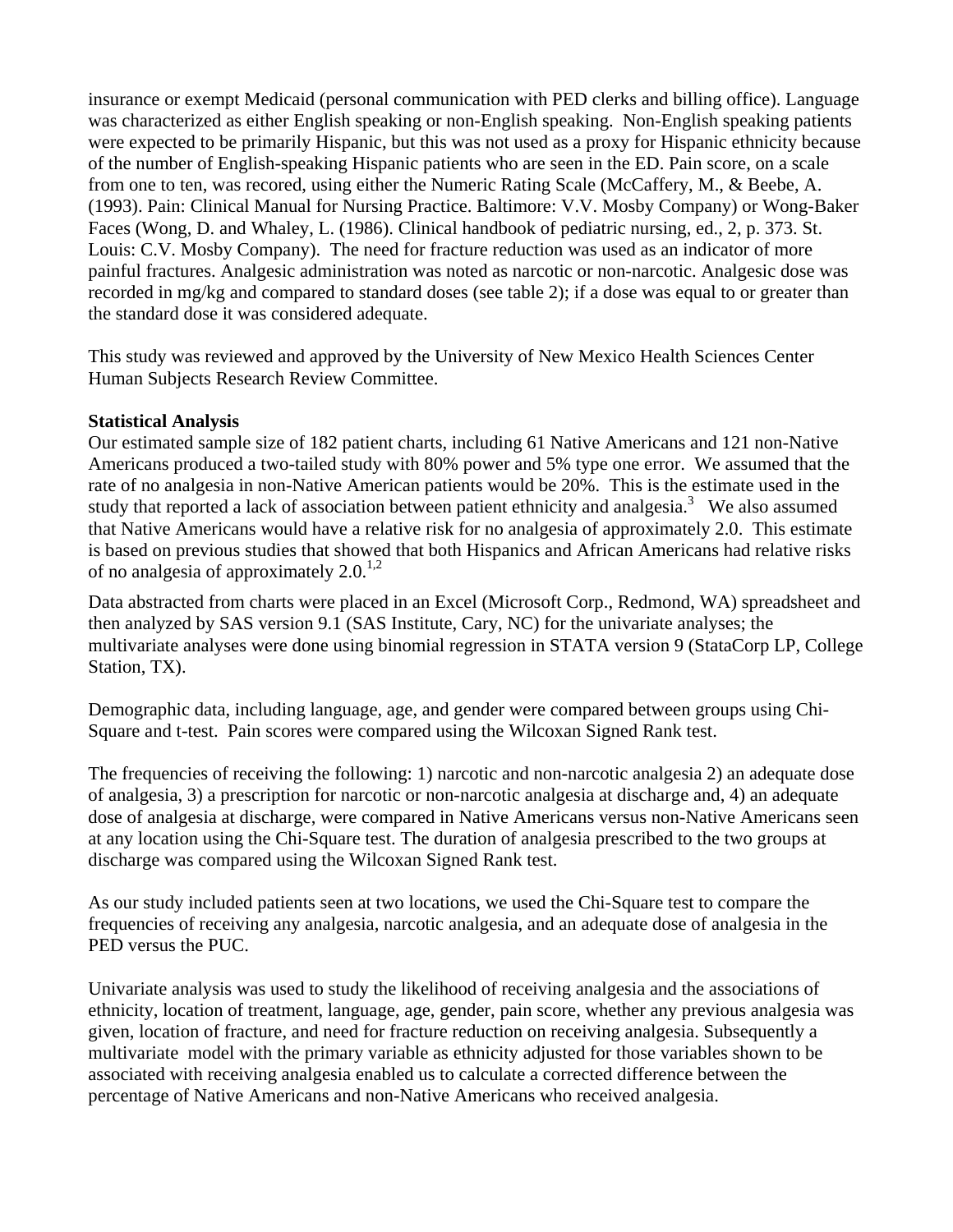insurance or exempt Medicaid (personal communication with PED clerks and billing office). Language was characterized as either English speaking or non-English speaking. Non-English speaking patients were expected to be primarily Hispanic, but this was not used as a proxy for Hispanic ethnicity because of the number of English-speaking Hispanic patients who are seen in the ED. Pain score, on a scale from one to ten, was recored, using either the Numeric Rating Scale (McCaffery, M., & Beebe, A. (1993). Pain: Clinical Manual for Nursing Practice. Baltimore: V.V. Mosby Company) or Wong-Baker Faces (Wong, D. and Whaley, L. (1986). Clinical handbook of pediatric nursing, ed., 2, p. 373. St. Louis: C.V. Mosby Company). The need for fracture reduction was used as an indicator of more painful fractures. Analgesic administration was noted as narcotic or non-narcotic. Analgesic dose was recorded in mg/kg and compared to standard doses (see table 2); if a dose was equal to or greater than the standard dose it was considered adequate.

This study was reviewed and approved by the University of New Mexico Health Sciences Center Human Subjects Research Review Committee.

**Statistical Analysis**

Our estimated sample size of 182 patient charts, including 61 Native Americans and 121 non-Native Americans produced a two-tailed study with 80% power and 5% type one error. We assumed that the rate of no analgesia in non-Native American patients would be 20%. This is the estimate used in the study that reported a lack of association between patient ethnicity and analgesia.[3] We also assumed that Native Americans would have a relative risk for no analgesia of approximately 2.0. This estimate is based on previous studies that showed that both Hispanics and African Americans had relative risks of no analgesia of approximately 2.0.[1,2]

Data abstracted from charts were placed in an Excel (Microsoft Corp., Redmond, WA) spreadsheet and then analyzed by SAS version 9.1 (SAS Institute, Cary, NC) for the univariate analyses; the multivariate analyses were done using binomial regression in STATA version 9 (StataCorp LP, College Station, TX).

Demographic data, including language, age, and gender were compared between groups using Chi-Square and t-test. Pain scores were compared using the Wilcoxan Signed Rank test.

The frequencies of receiving the following: 1) narcotic and non-narcotic analgesia 2) an adequate dose of analgesia, 3) a prescription for narcotic or non-narcotic analgesia at discharge and, 4) an adequate dose of analgesia at discharge, were compared in Native Americans versus non-Native Americans seen at any location using the Chi-Square test. The duration of analgesia prescribed to the two groups at discharge was compared using the Wilcoxan Signed Rank test.

As our study included patients seen at two locations, we used the Chi-Square test to compare the frequencies of receiving any analgesia, narcotic analgesia, and an adequate dose of analgesia in the PED versus the PUC.

Univariate analysis was used to study the likelihood of receiving analgesia and the associations of ethnicity, location of treatment, language, age, gender, pain score, whether any previous analgesia was given, location of fracture, and need for fracture reduction on receiving analgesia. Subsequently a multivariate model with the primary variable as ethnicity adjusted for those variables shown to be associated with receiving analgesia enabled us to calculate a corrected difference between the percentage of Native Americans and non-Native Americans who received analgesia.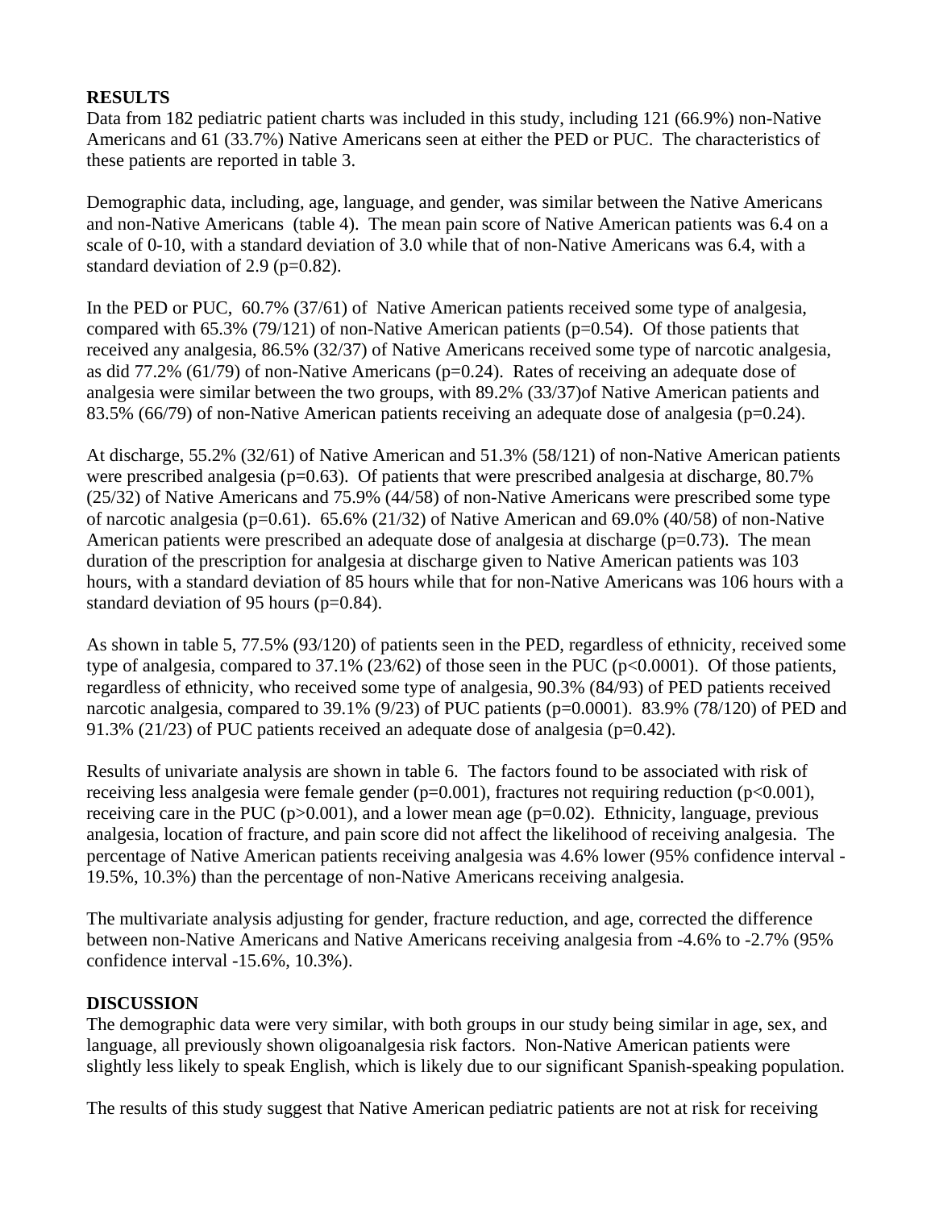## RESULTS

Data from 182 pediatric patient charts was included in this study, including 121 (66.9%) non-Native Americans and 61 (33.7%) Native Americans seen at either the PED or PUC. The characteristics of these patients are reported in table 3.

Demographic data, including, age, language, and gender, was similar between the Native Americans and non-Native Americans (table 4). The mean pain score of Native American patients was 6.4 on a scale of 0-10, with a standard deviation of 3.0 while that of non-Native Americans was 6.4, with a standard deviation of 2.9 ($p=0.82$).

In the PED or PUC, 60.7% (37/61) of Native American patients received some type of analgesia, compared with 65.3% (79/121) of non-Native American patients ($p=0.54$). Of those patients that received any analgesia, 86.5% (32/37) of Native Americans received some type of narcotic analgesia, as did 77.2% (61/79) of non-Native Americans ($p=0.24$). Rates of receiving an adequate dose of analgesia were similar between the two groups, with 89.2% (33/37)of Native American patients and 83.5% (66/79) of non-Native American patients receiving an adequate dose of analgesia ($p=0.24$).

At discharge, 55.2% (32/61) of Native American and 51.3% (58/121) of non-Native American patients were prescribed analgesia ($p=0.63$). Of patients that were prescribed analgesia at discharge, 80.7% (25/32) of Native Americans and 75.9% (44/58) of non-Native Americans were prescribed some type of narcotic analgesia ($p=0.61$). 65.6% (21/32) of Native American and 69.0% (40/58) of non-Native American patients were prescribed an adequate dose of analgesia at discharge ($p=0.73$). The mean duration of the prescription for analgesia at discharge given to Native American patients was 103 hours, with a standard deviation of 85 hours while that for non-Native Americans was 106 hours with a standard deviation of 95 hours ($p=0.84$).

As shown in table 5, 77.5% (93/120) of patients seen in the PED, regardless of ethnicity, received some type of analgesia, compared to 37.1% (23/62) of those seen in the PUC ($p<0.0001$). Of those patients, regardless of ethnicity, who received some type of analgesia, 90.3% (84/93) of PED patients received narcotic analgesia, compared to 39.1% (9/23) of PUC patients ($p=0.0001$). 83.9% (78/120) of PED and 91.3% (21/23) of PUC patients received an adequate dose of analgesia ($p=0.42$).

Results of univariate analysis are shown in table 6. The factors found to be associated with risk of receiving less analgesia were female gender ($p=0.001$), fractures not requiring reduction ($p<0.001$), receiving care in the PUC ($p>0.001$), and a lower mean age ($p=0.02$). Ethnicity, language, previous analgesia, location of fracture, and pain score did not affect the likelihood of receiving analgesia. The percentage of Native American patients receiving analgesia was 4.6% lower (95% confidence interval -19.5%, 10.3%) than the percentage of non-Native Americans receiving analgesia.

The multivariate analysis adjusting for gender, fracture reduction, and age, corrected the difference between non-Native Americans and Native Americans receiving analgesia from -4.6% to -2.7% (95% confidence interval -15.6%, 10.3%).

## DISCUSSION

The demographic data were very similar, with both groups in our study being similar in age, sex, and language, all previously shown oligoanalgesia risk factors. Non-Native American patients were slightly less likely to speak English, which is likely due to our significant Spanish-speaking population.

The results of this study suggest that Native American pediatric patients are not at risk for receiving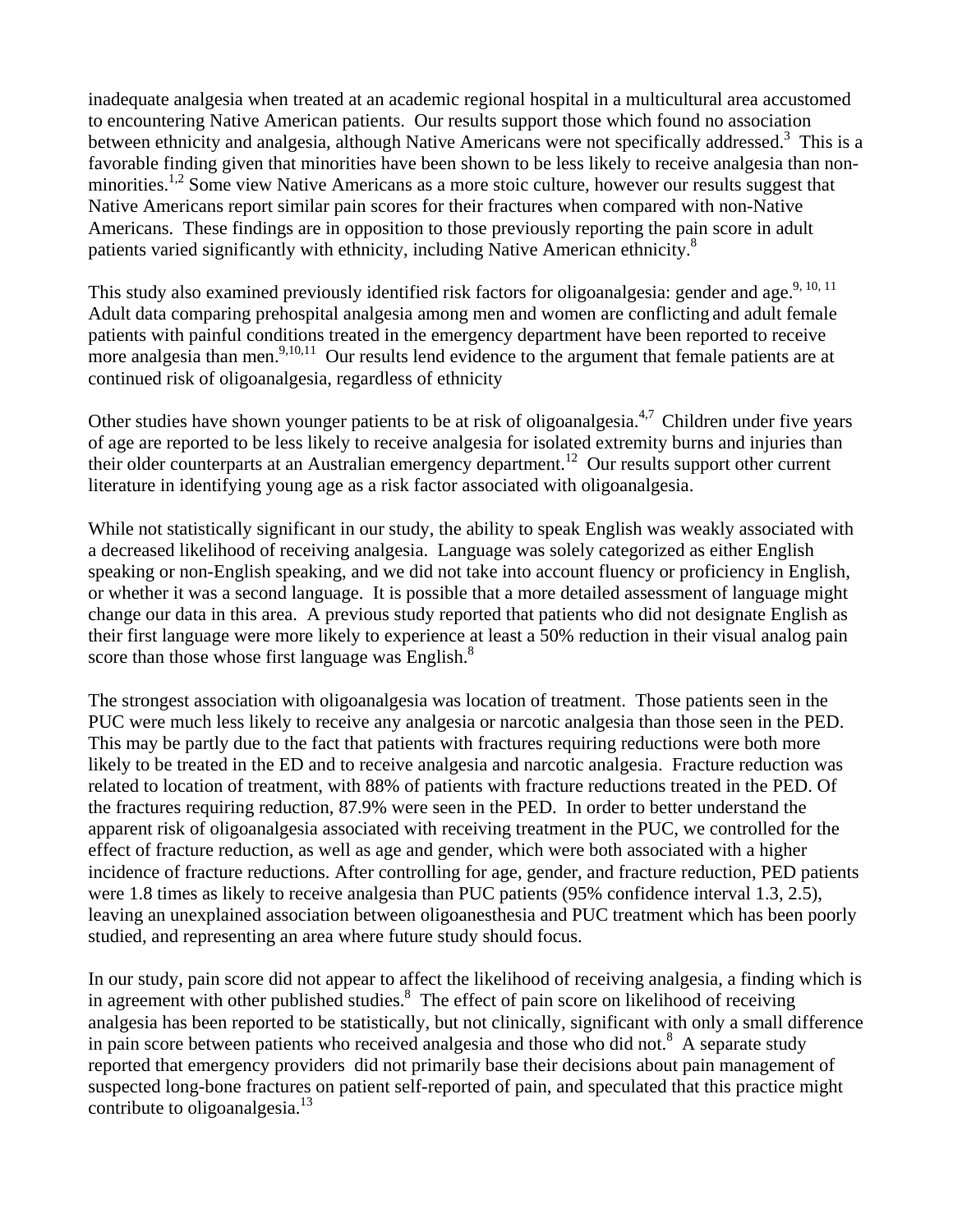inadequate analgesia when treated at an academic regional hospital in a multicultural area accustomed to encountering Native American patients. Our results support those which found no association between ethnicity and analgesia, although Native Americans were not specifically addressed.[3] This is a favorable finding given that minorities have been shown to be less likely to receive analgesia than non-minorities.[1,2] Some view Native Americans as a more stoic culture, however our results suggest that Native Americans report similar pain scores for their fractures when compared with non-Native Americans. These findings are in opposition to those previously reporting the pain score in adult patients varied significantly with ethnicity, including Native American ethnicity.[8]

This study also examined previously identified risk factors for oligoanalgesia: gender and age.[9, 10, 11] Adult data comparing prehospital analgesia among men and women are conflicting and adult female patients with painful conditions treated in the emergency department have been reported to receive more analgesia than men.[9,10,11] Our results lend evidence to the argument that female patients are at continued risk of oligoanalgesia, regardless of ethnicity

Other studies have shown younger patients to be at risk of oligoanalgesia.[4,7] Children under five years of age are reported to be less likely to receive analgesia for isolated extremity burns and injuries than their older counterparts at an Australian emergency department.[12] Our results support other current literature in identifying young age as a risk factor associated with oligoanalgesia.

While not statistically significant in our study, the ability to speak English was weakly associated with a decreased likelihood of receiving analgesia. Language was solely categorized as either English speaking or non-English speaking, and we did not take into account fluency or proficiency in English, or whether it was a second language. It is possible that a more detailed assessment of language might change our data in this area. A previous study reported that patients who did not designate English as their first language were more likely to experience at least a 50% reduction in their visual analog pain score than those whose first language was English.[8]

The strongest association with oligoanalgesia was location of treatment. Those patients seen in the PUC were much less likely to receive any analgesia or narcotic analgesia than those seen in the PED. This may be partly due to the fact that patients with fractures requiring reductions were both more likely to be treated in the ED and to receive analgesia and narcotic analgesia. Fracture reduction was related to location of treatment, with 88% of patients with fracture reductions treated in the PED. Of the fractures requiring reduction, 87.9% were seen in the PED. In order to better understand the apparent risk of oligoanalgesia associated with receiving treatment in the PUC, we controlled for the effect of fracture reduction, as well as age and gender, which were both associated with a higher incidence of fracture reductions. After controlling for age, gender, and fracture reduction, PED patients were 1.8 times as likely to receive analgesia than PUC patients (95% confidence interval 1.3, 2.5), leaving an unexplained association between oligoanesthesia and PUC treatment which has been poorly studied, and representing an area where future study should focus.

In our study, pain score did not appear to affect the likelihood of receiving analgesia, a finding which is in agreement with other published studies.[8] The effect of pain score on likelihood of receiving analgesia has been reported to be statistically, but not clinically, significant with only a small difference in pain score between patients who received analgesia and those who did not.[8] A separate study reported that emergency providers did not primarily base their decisions about pain management of suspected long-bone fractures on patient self-reported of pain, and speculated that this practice might contribute to oligoanalgesia.[13]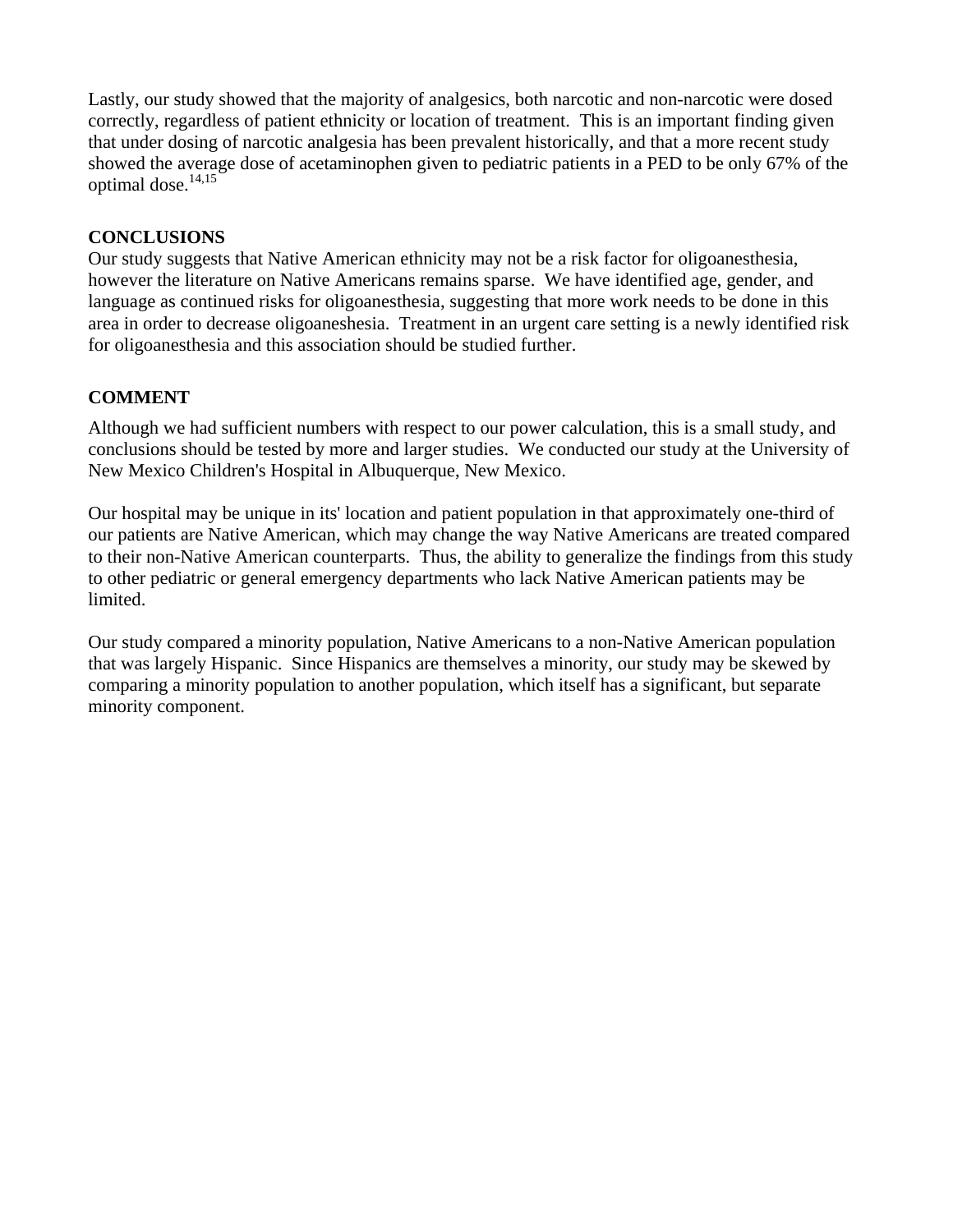Lastly, our study showed that the majority of analgesics, both narcotic and non-narcotic were dosed correctly, regardless of patient ethnicity or location of treatment. This is an important finding given that under dosing of narcotic analgesia has been prevalent historically, and that a more recent study showed the average dose of acetaminophen given to pediatric patients in a PED to be only 67% of the optimal dose.[14,15]

## CONCLUSIONS

Our study suggests that Native American ethnicity may not be a risk factor for oligoanesthesia, however the literature on Native Americans remains sparse. We have identified age, gender, and language as continued risks for oligoanesthesia, suggesting that more work needs to be done in this area in order to decrease oligoaneshesia. Treatment in an urgent care setting is a newly identified risk for oligoanesthesia and this association should be studied further.

## COMMENT

Although we had sufficient numbers with respect to our power calculation, this is a small study, and conclusions should be tested by more and larger studies. We conducted our study at the University of New Mexico Children's Hospital in Albuquerque, New Mexico.

Our hospital may be unique in its' location and patient population in that approximately one-third of our patients are Native American, which may change the way Native Americans are treated compared to their non-Native American counterparts. Thus, the ability to generalize the findings from this study to other pediatric or general emergency departments who lack Native American patients may be limited.

Our study compared a minority population, Native Americans to a non-Native American population that was largely Hispanic. Since Hispanics are themselves a minority, our study may be skewed by comparing a minority population to another population, which itself has a significant, but separate minority component.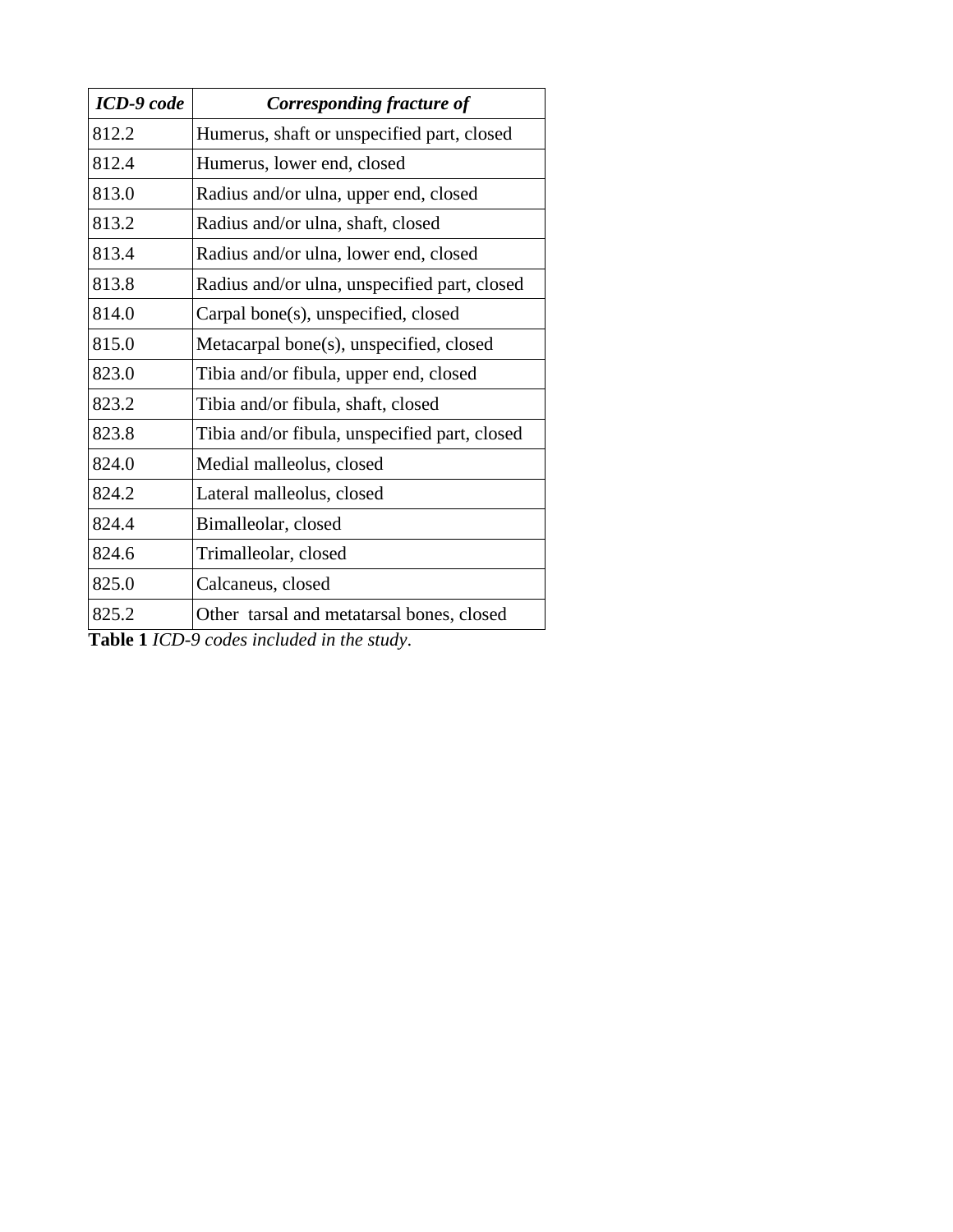| *ICD-9 code* | *Corresponding fracture of* |
|---|---|
| 812.2 | Humerus, shaft or unspecified part, closed |
| 812.4 | Humerus, lower end, closed |
| 813.0 | Radius and/or ulna, upper end, closed |
| 813.2 | Radius and/or ulna, shaft, closed |
| 813.4 | Radius and/or ulna, lower end, closed |
| 813.8 | Radius and/or ulna, unspecified part, closed |
| 814.0 | Carpal bone(s), unspecified, closed |
| 815.0 | Metacarpal bone(s), unspecified, closed |
| 823.0 | Tibia and/or fibula, upper end, closed |
| 823.2 | Tibia and/or fibula, shaft, closed |
| 823.8 | Tibia and/or fibula, unspecified part, closed |
| 824.0 | Medial malleolus, closed |
| 824.2 | Lateral malleolus, closed |
| 824.4 | Bimalleolar, closed |
| 824.6 | Trimalleolar, closed |
| 825.0 | Calcaneus, closed |
| 825.2 | Other tarsal and metatarsal bones, closed |

**Table 1** *ICD-9 codes included in the study*.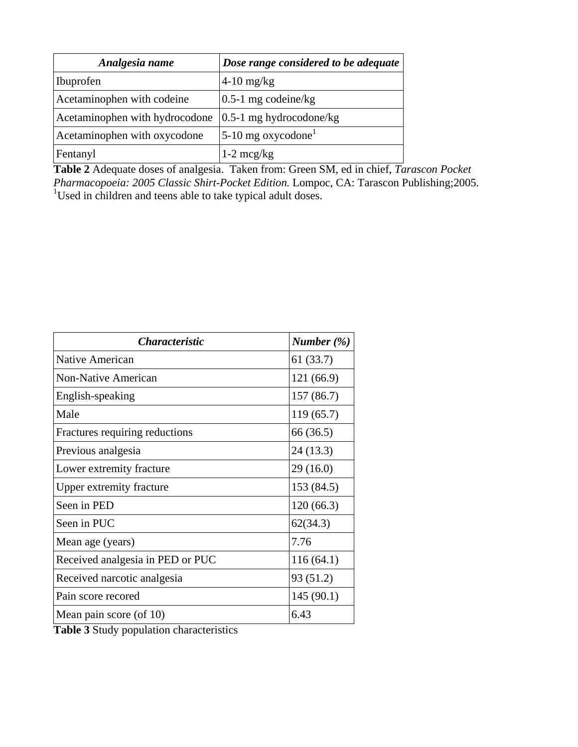| *Analgesia name* | *Dose range considered to be adequate* |
|---|---|
| Ibuprofen | 4-10 mg/kg |
| Acetaminophen with codeine | 0.5-1 mg codeine/kg |
| Acetaminophen with hydrocodone | 0.5-1 mg hydrocodone/kg |
| Acetaminophen with oxycodone | 5-10 mg oxycodone[1] |
| Fentanyl | 1-2 mcg/kg |

**Table 2** Adequate doses of analgesia. Taken from: Green SM, ed in chief, *Tarascon Pocket Pharmacopoeia: 2005 Classic Shirt-Pocket Edition.* Lompoc, CA: Tarascon Publishing;2005.
[1]Used in children and teens able to take typical adult doses.

| *Characteristic* | *Number (%)* |
|---|---|
| Native American | 61 (33.7) |
| Non-Native American | 121 (66.9) |
| English-speaking | 157 (86.7) |
| Male | 119 (65.7) |
| Fractures requiring reductions | 66 (36.5) |
| Previous analgesia | 24 (13.3) |
| Lower extremity fracture | 29 (16.0) |
| Upper extremity fracture | 153 (84.5) |
| Seen in PED | 120 (66.3) |
| Seen in PUC | 62(34.3) |
| Mean age (years) | 7.76 |
| Received analgesia in PED or PUC | 116 (64.1) |
| Received narcotic analgesia | 93 (51.2) |
| Pain score recored | 145 (90.1) |
| Mean pain score (of 10) | 6.43 |

**Table 3** Study population characteristics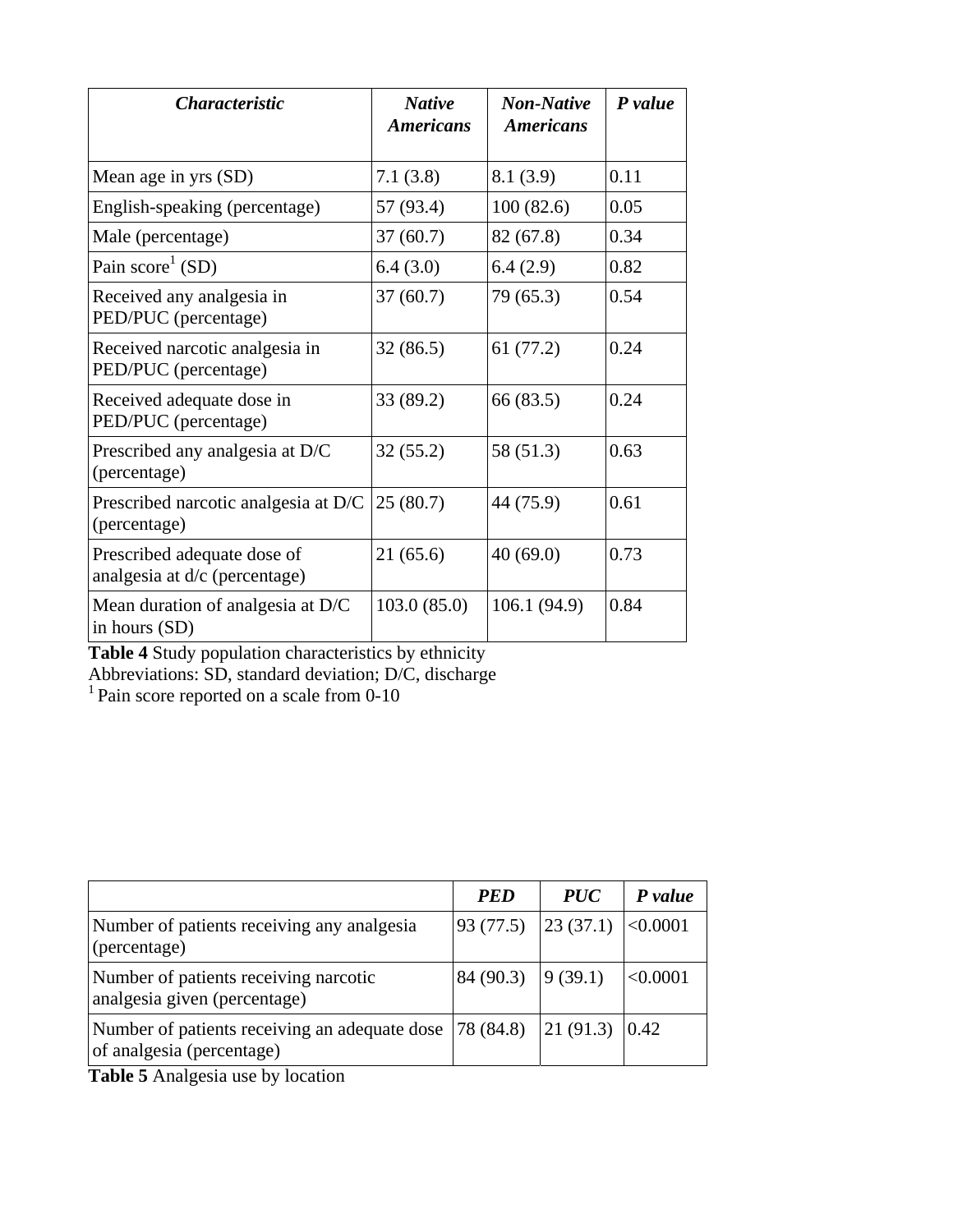| *Characteristic* | *Native Americans* | *Non-Native Americans* | *P value* |
|---|---|---|---|
| Mean age in yrs (SD) | 7.1 (3.8) | 8.1 (3.9) | 0.11 |
| English-speaking (percentage) | 57 (93.4) | 100 (82.6) | 0.05 |
| Male (percentage) | 37 (60.7) | 82 (67.8) | 0.34 |
| Pain score[1] (SD) | 6.4 (3.0) | 6.4 (2.9) | 0.82 |
| Received any analgesia in PED/PUC (percentage) | 37 (60.7) | 79 (65.3) | 0.54 |
| Received narcotic analgesia in PED/PUC (percentage) | 32 (86.5) | 61 (77.2) | 0.24 |
| Received adequate dose in PED/PUC (percentage) | 33 (89.2) | 66 (83.5) | 0.24 |
| Prescribed any analgesia at D/C (percentage) | 32 (55.2) | 58 (51.3) | 0.63 |
| Prescribed narcotic analgesia at D/C (percentage) | 25 (80.7) | 44 (75.9) | 0.61 |
| Prescribed adequate dose of analgesia at d/c (percentage) | 21 (65.6) | 40 (69.0) | 0.73 |
| Mean duration of analgesia at D/C in hours (SD) | 103.0 (85.0) | 106.1 (94.9) | 0.84 |

**Table 4** Study population characteristics by ethnicity
Abbreviations: SD, standard deviation; D/C, discharge
[1] Pain score reported on a scale from 0-10

| | *PED* | *PUC* | *P value* |
|---|---|---|---|
| Number of patients receiving any analgesia (percentage) | 93 (77.5) | 23 (37.1) | <0.0001 |
| Number of patients receiving narcotic analgesia given (percentage) | 84 (90.3) | 9 (39.1) | <0.0001 |
| Number of patients receiving an adequate dose of analgesia (percentage) | 78 (84.8) | 21 (91.3) | 0.42 |

**Table 5** Analgesia use by location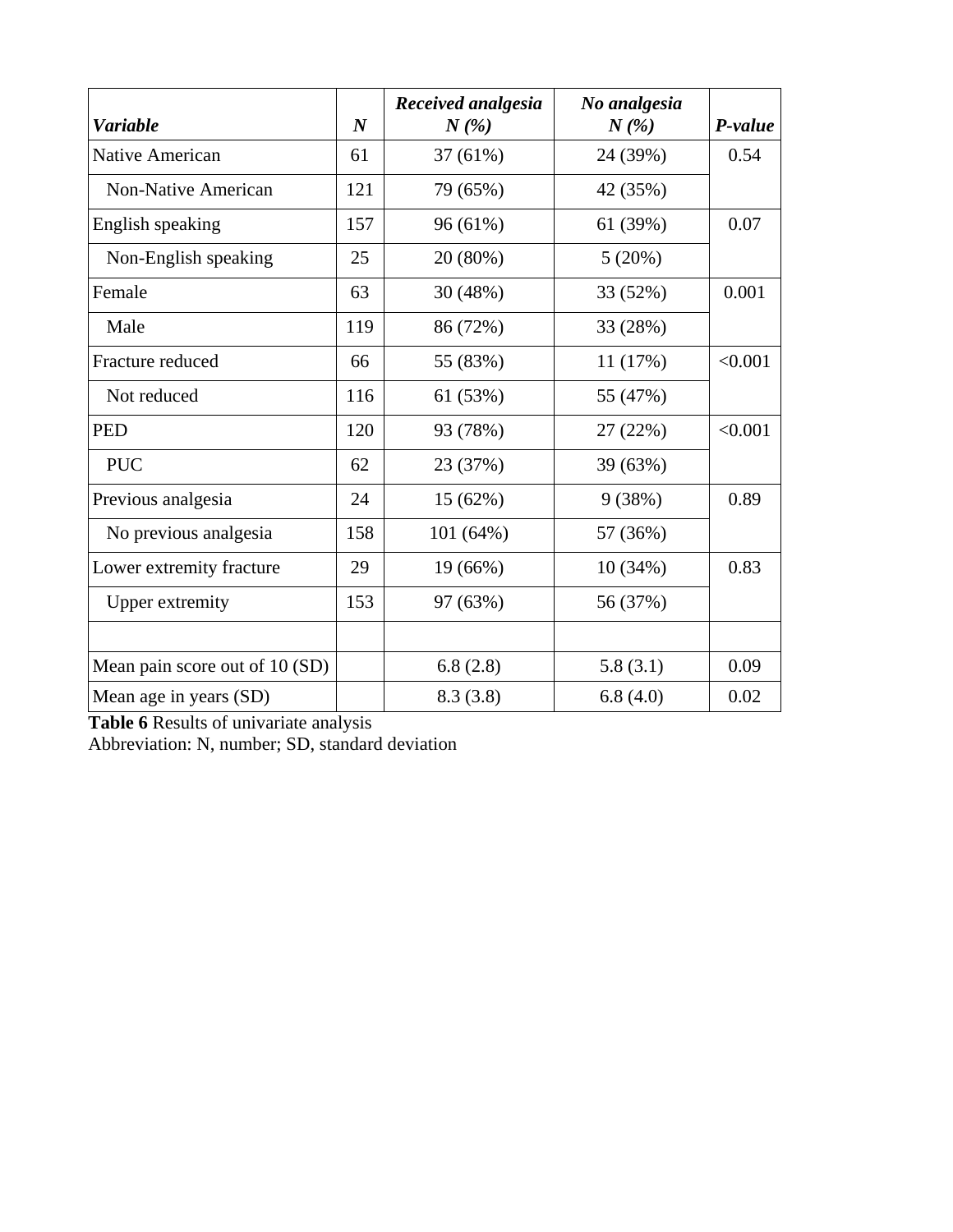| *Variable* | *N* | *Received analgesia N (%)* | *No analgesia N (%)* | *P-value* |
|---|---|---|---|---|
| Native American | 61 | 37 (61%) | 24 (39%) | 0.54 |
| Non-Native American | 121 | 79 (65%) | 42 (35%) | |
| English speaking | 157 | 96 (61%) | 61 (39%) | 0.07 |
| Non-English speaking | 25 | 20 (80%) | 5 (20%) | |
| Female | 63 | 30 (48%) | 33 (52%) | 0.001 |
| Male | 119 | 86 (72%) | 33 (28%) | |
| Fracture reduced | 66 | 55 (83%) | 11 (17%) | <0.001 |
| Not reduced | 116 | 61 (53%) | 55 (47%) | |
| PED | 120 | 93 (78%) | 27 (22%) | <0.001 |
| PUC | 62 | 23 (37%) | 39 (63%) | |
| Previous analgesia | 24 | 15 (62%) | 9 (38%) | 0.89 |
| No previous analgesia | 158 | 101 (64%) | 57 (36%) | |
| Lower extremity fracture | 29 | 19 (66%) | 10 (34%) | 0.83 |
| Upper extremity | 153 | 97 (63%) | 56 (37%) | |
| | | | | |
| Mean pain score out of 10 (SD) | | 6.8 (2.8) | 5.8 (3.1) | 0.09 |
| Mean age in years (SD) | | 8.3 (3.8) | 6.8 (4.0) | 0.02 |

**Table 6** Results of univariate analysis
Abbreviation: N, number; SD, standard deviation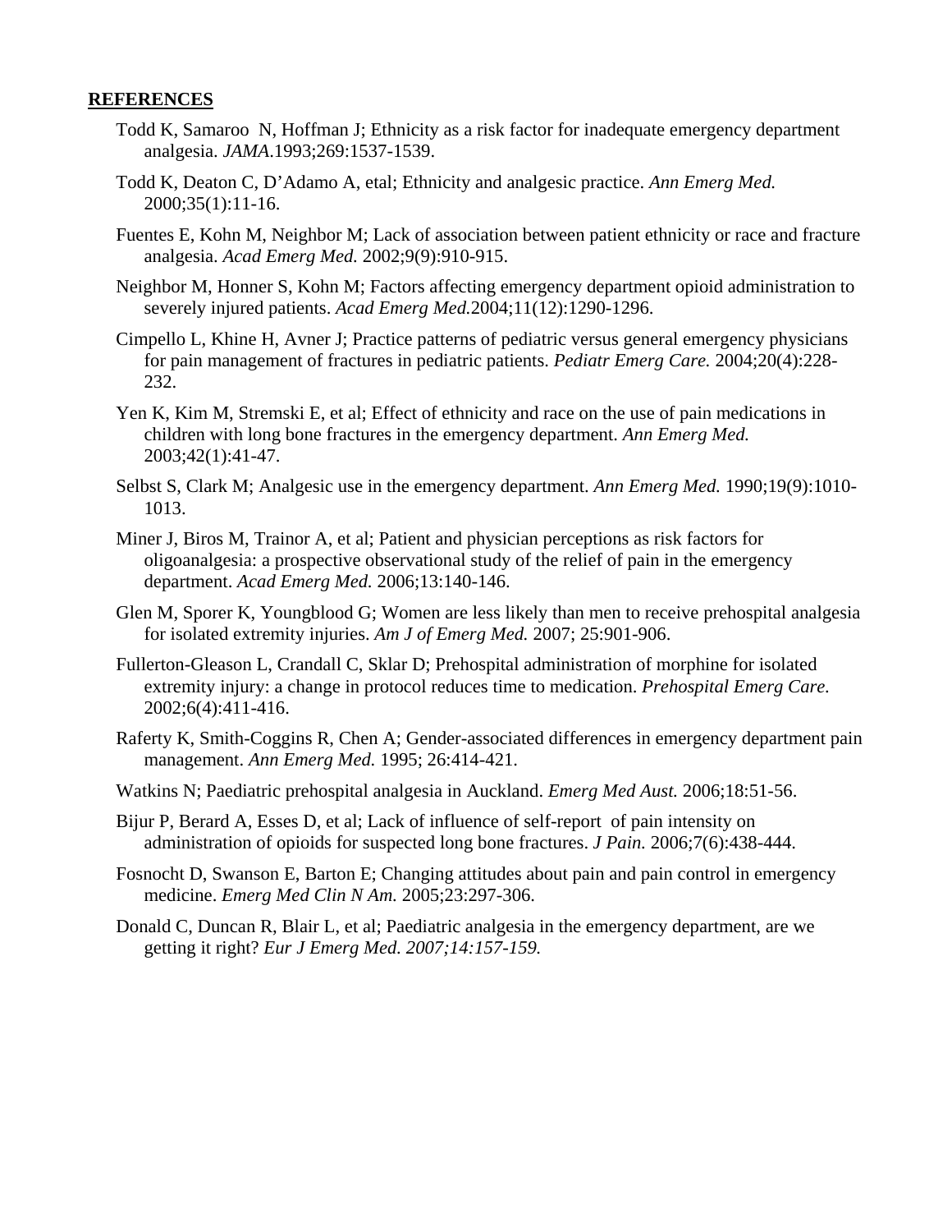**REFERENCES**

Todd K, Samaroo N, Hoffman J; Ethnicity as a risk factor for inadequate emergency department analgesia. *JAMA*.1993;269:1537-1539.

Todd K, Deaton C, D'Adamo A, etal; Ethnicity and analgesic practice. *Ann Emerg Med.* 2000;35(1):11-16.

Fuentes E, Kohn M, Neighbor M; Lack of association between patient ethnicity or race and fracture analgesia. *Acad Emerg Med.* 2002;9(9):910-915.

Neighbor M, Honner S, Kohn M; Factors affecting emergency department opioid administration to severely injured patients. *Acad Emerg Med.*2004;11(12):1290-1296.

Cimpello L, Khine H, Avner J; Practice patterns of pediatric versus general emergency physicians for pain management of fractures in pediatric patients. *Pediatr Emerg Care.* 2004;20(4):228-232.

Yen K, Kim M, Stremski E, et al; Effect of ethnicity and race on the use of pain medications in children with long bone fractures in the emergency department. *Ann Emerg Med.* 2003;42(1):41-47.

Selbst S, Clark M; Analgesic use in the emergency department. *Ann Emerg Med.* 1990;19(9):1010-1013.

Miner J, Biros M, Trainor A, et al; Patient and physician perceptions as risk factors for oligoanalgesia: a prospective observational study of the relief of pain in the emergency department. *Acad Emerg Med.* 2006;13:140-146.

Glen M, Sporer K, Youngblood G; Women are less likely than men to receive prehospital analgesia for isolated extremity injuries. *Am J of Emerg Med.* 2007; 25:901-906.

Fullerton-Gleason L, Crandall C, Sklar D; Prehospital administration of morphine for isolated extremity injury: a change in protocol reduces time to medication. *Prehospital Emerg Care.* 2002;6(4):411-416.

Raferty K, Smith-Coggins R, Chen A; Gender-associated differences in emergency department pain management. *Ann Emerg Med.* 1995; 26:414-421.

Watkins N; Paediatric prehospital analgesia in Auckland. *Emerg Med Aust.* 2006;18:51-56.

Bijur P, Berard A, Esses D, et al; Lack of influence of self-report of pain intensity on administration of opioids for suspected long bone fractures. *J Pain.* 2006;7(6):438-444.

Fosnocht D, Swanson E, Barton E; Changing attitudes about pain and pain control in emergency medicine. *Emerg Med Clin N Am.* 2005;23:297-306.

Donald C, Duncan R, Blair L, et al; Paediatric analgesia in the emergency department, are we getting it right? *Eur J Emerg Med. 2007;14:157-159.*